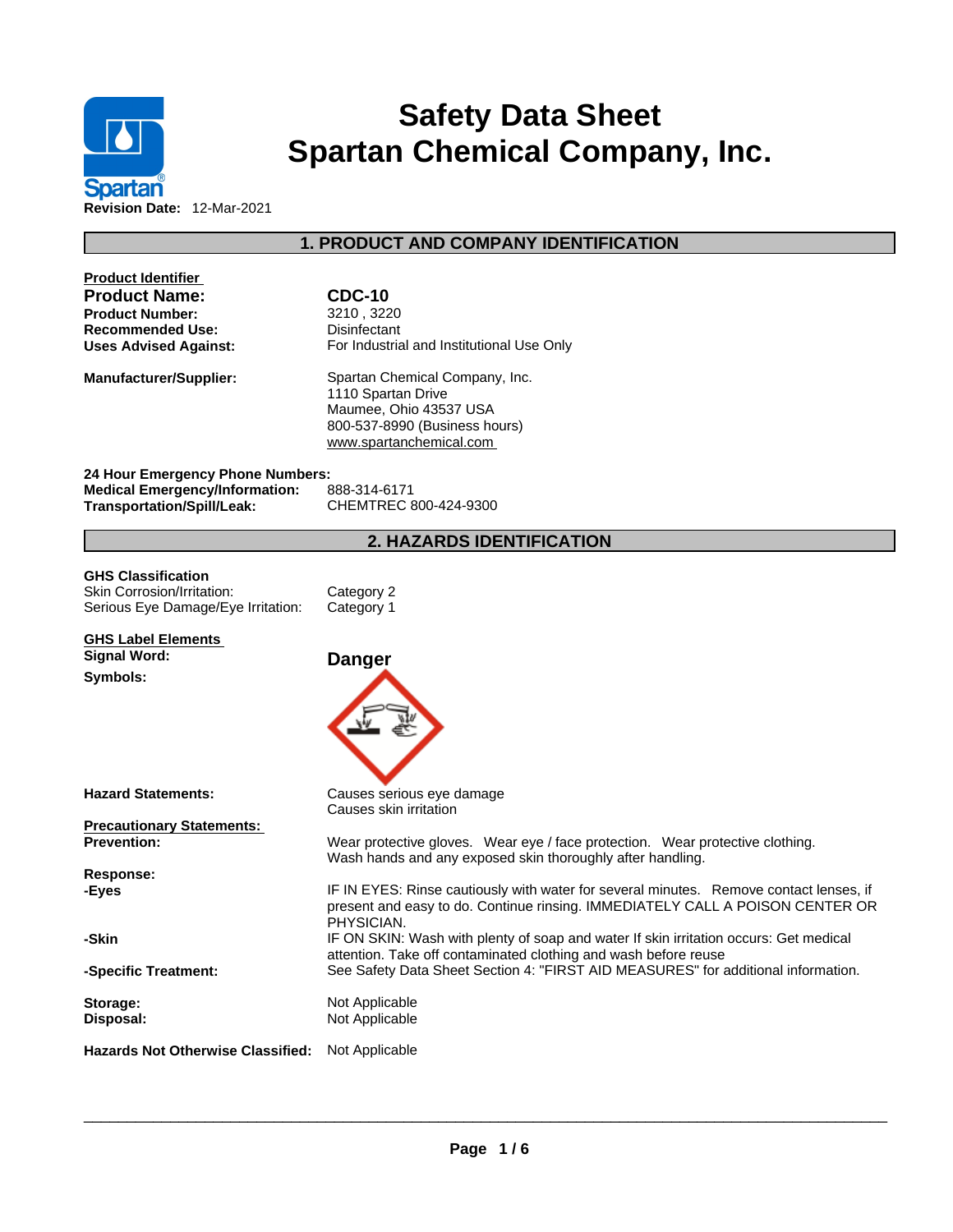# Safety Data Sheet
# Spartan Chemical Company, Inc.

**Revision Date:** 12-Mar-2021

## 1. PRODUCT AND COMPANY IDENTIFICATION

**Product Identifier**

| | |
|---|---|
| **Product Name:** | **CDC-10** |
| **Product Number:** | 3210 , 3220 |
| **Recommended Use:** | Disinfectant |
| **Uses Advised Against:** | For Industrial and Institutional Use Only |
| **Manufacturer/Supplier:** | Spartan Chemical Company, Inc.<br>1110 Spartan Drive<br>Maumee, Ohio 43537 USA<br>800-537-8990 (Business hours)<br>www.spartanchemical.com |

**24 Hour Emergency Phone Numbers:**

| | |
|---|---|
| **Medical Emergency/Information:** | 888-314-6171 |
| **Transportation/Spill/Leak:** | CHEMTREC 800-424-9300 |

## 2. HAZARDS IDENTIFICATION

**GHS Classification**

| | |
|---|---|
| Skin Corrosion/Irritation: | Category 2 |
| Serious Eye Damage/Eye Irritation: | Category 1 |

**GHS Label Elements**

**Signal Word:** **Danger**

**Symbols:**

**Hazard Statements:**
Causes serious eye damage
Causes skin irritation

**Precautionary Statements:**

**Prevention:** Wear protective gloves. Wear eye / face protection. Wear protective clothing. Wash hands and any exposed skin thoroughly after handling.

**Response:**

**-Eyes** IF IN EYES: Rinse cautiously with water for several minutes. Remove contact lenses, if present and easy to do. Continue rinsing. IMMEDIATELY CALL A POISON CENTER OR PHYSICIAN.

**-Skin** IF ON SKIN: Wash with plenty of soap and water If skin irritation occurs: Get medical attention. Take off contaminated clothing and wash before reuse

**-Specific Treatment:** See Safety Data Sheet Section 4: "FIRST AID MEASURES" for additional information.

| | |
|---|---|
| **Storage:** | Not Applicable |
| **Disposal:** | Not Applicable |
| **Hazards Not Otherwise Classified:** | Not Applicable |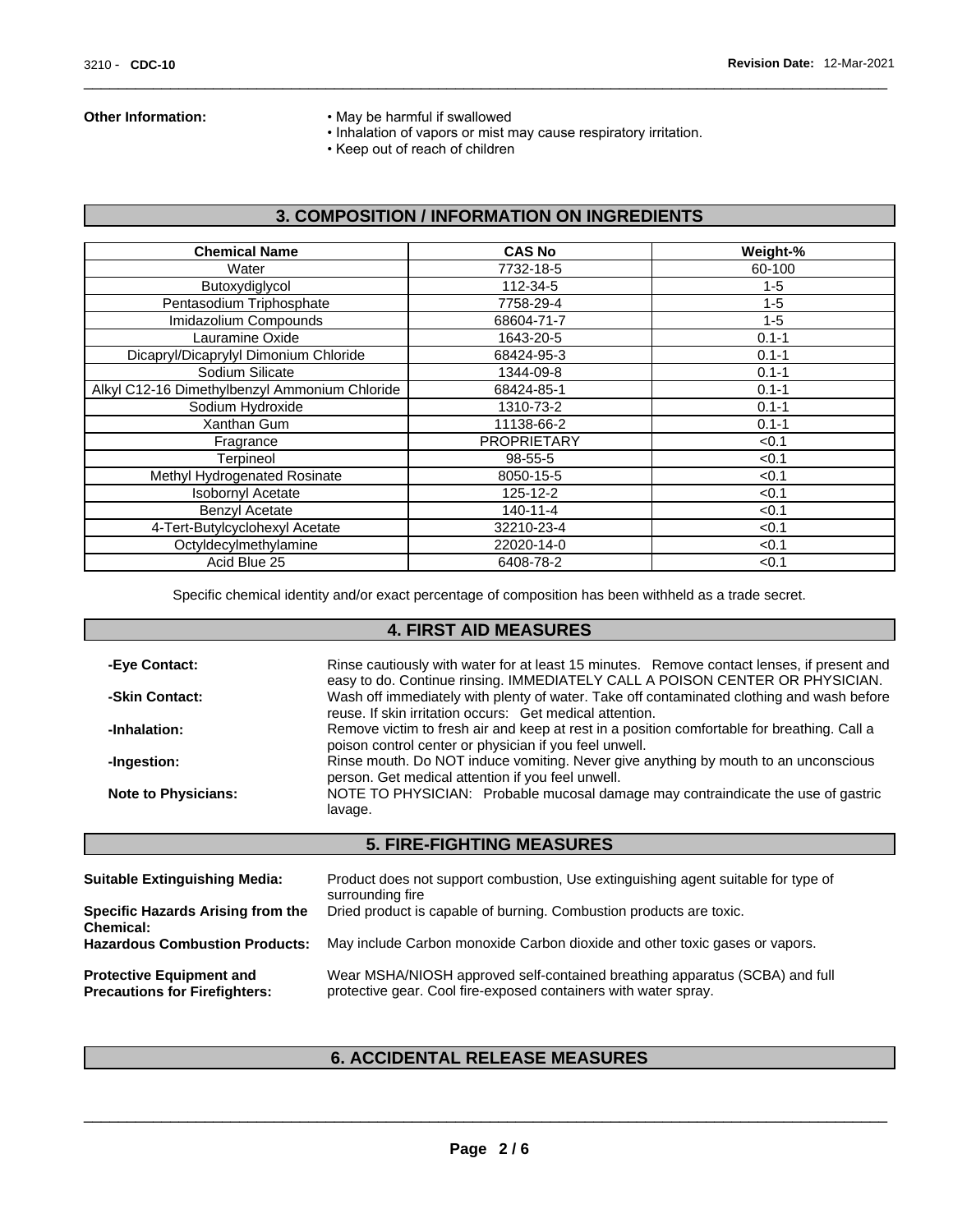**Other Information:**

- May be harmful if swallowed
- Inhalation of vapors or mist may cause respiratory irritation.
- Keep out of reach of children

## 3. COMPOSITION / INFORMATION ON INGREDIENTS

| Chemical Name | CAS No | Weight-% |
|---|---|---|
| Water | 7732-18-5 | 60-100 |
| Butoxydiglycol | 112-34-5 | 1-5 |
| Pentasodium Triphosphate | 7758-29-4 | 1-5 |
| Imidazolium Compounds | 68604-71-7 | 1-5 |
| Lauramine Oxide | 1643-20-5 | 0.1-1 |
| Dicapryl/Dicaprylyl Dimonium Chloride | 68424-95-3 | 0.1-1 |
| Sodium Silicate | 1344-09-8 | 0.1-1 |
| Alkyl C12-16 Dimethylbenzyl Ammonium Chloride | 68424-85-1 | 0.1-1 |
| Sodium Hydroxide | 1310-73-2 | 0.1-1 |
| Xanthan Gum | 11138-66-2 | 0.1-1 |
| Fragrance | PROPRIETARY | <0.1 |
| Terpineol | 98-55-5 | <0.1 |
| Methyl Hydrogenated Rosinate | 8050-15-5 | <0.1 |
| Isobornyl Acetate | 125-12-2 | <0.1 |
| Benzyl Acetate | 140-11-4 | <0.1 |
| 4-Tert-Butylcyclohexyl Acetate | 32210-23-4 | <0.1 |
| Octyldecylmethylamine | 22020-14-0 | <0.1 |
| Acid Blue 25 | 6408-78-2 | <0.1 |

Specific chemical identity and/or exact percentage of composition has been withheld as a trade secret.

## 4. FIRST AID MEASURES

**-Eye Contact:** Rinse cautiously with water for at least 15 minutes. Remove contact lenses, if present and easy to do. Continue rinsing. IMMEDIATELY CALL A POISON CENTER OR PHYSICIAN.

**-Skin Contact:** Wash off immediately with plenty of water. Take off contaminated clothing and wash before reuse. If skin irritation occurs: Get medical attention.

**-Inhalation:** Remove victim to fresh air and keep at rest in a position comfortable for breathing. Call a poison control center or physician if you feel unwell.

**-Ingestion:** Rinse mouth. Do NOT induce vomiting. Never give anything by mouth to an unconscious person. Get medical attention if you feel unwell.

**Note to Physicians:** NOTE TO PHYSICIAN: Probable mucosal damage may contraindicate the use of gastric lavage.

## 5. FIRE-FIGHTING MEASURES

**Suitable Extinguishing Media:** Product does not support combustion, Use extinguishing agent suitable for type of surrounding fire

**Specific Hazards Arising from the Chemical:** Dried product is capable of burning. Combustion products are toxic.

**Hazardous Combustion Products:** May include Carbon monoxide Carbon dioxide and other toxic gases or vapors.

**Protective Equipment and Precautions for Firefighters:** Wear MSHA/NIOSH approved self-contained breathing apparatus (SCBA) and full protective gear. Cool fire-exposed containers with water spray.

## 6. ACCIDENTAL RELEASE MEASURES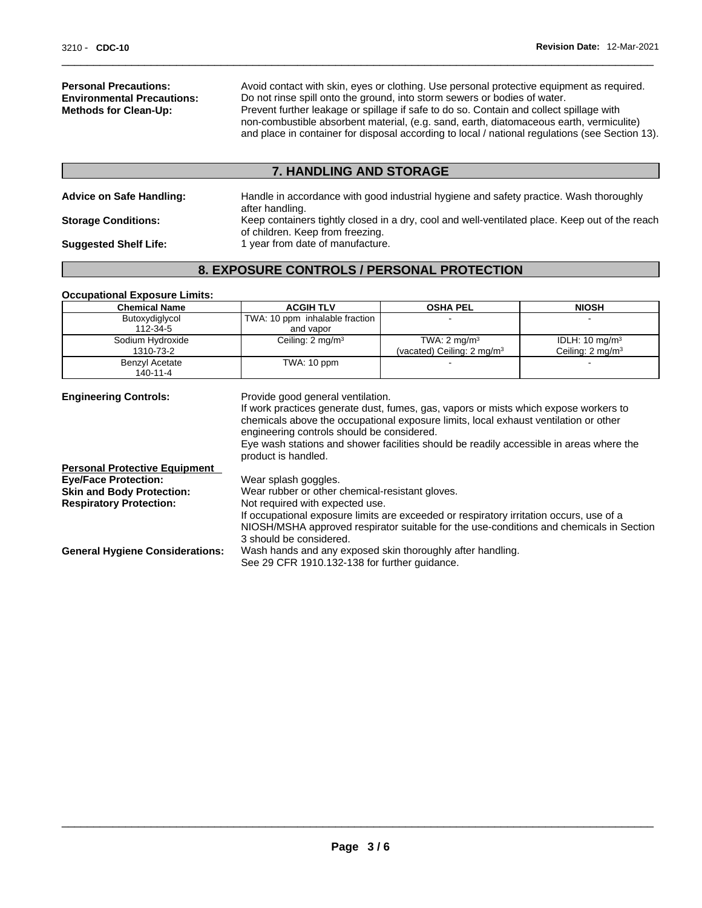**Personal Precautions:** Avoid contact with skin, eyes or clothing. Use personal protective equipment as required.

**Environmental Precautions:** Do not rinse spill onto the ground, into storm sewers or bodies of water.

**Methods for Clean-Up:** Prevent further leakage or spillage if safe to do so. Contain and collect spillage with non-combustible absorbent material, (e.g. sand, earth, diatomaceous earth, vermiculite) and place in container for disposal according to local / national regulations (see Section 13).

## 7. HANDLING AND STORAGE

**Advice on Safe Handling:** Handle in accordance with good industrial hygiene and safety practice. Wash thoroughly after handling.

**Storage Conditions:** Keep containers tightly closed in a dry, cool and well-ventilated place. Keep out of the reach of children. Keep from freezing.

**Suggested Shelf Life:** 1 year from date of manufacture.

## 8. EXPOSURE CONTROLS / PERSONAL PROTECTION

**Occupational Exposure Limits:**

| Chemical Name | ACGIH TLV | OSHA PEL | NIOSH |
|---|---|---|---|
| Butoxydiglycol 112-34-5 | TWA: 10 ppm inhalable fraction and vapor | - | - |
| Sodium Hydroxide 1310-73-2 | Ceiling: 2 mg/m³ | TWA: 2 mg/m³ (vacated) Ceiling: 2 mg/m³ | IDLH: 10 mg/m³ Ceiling: 2 mg/m³ |
| Benzyl Acetate 140-11-4 | TWA: 10 ppm | - | - |

**Engineering Controls:** Provide good general ventilation.
If work practices generate dust, fumes, gas, vapors or mists which expose workers to chemicals above the occupational exposure limits, local exhaust ventilation or other engineering controls should be considered.
Eye wash stations and shower facilities should be readily accessible in areas where the product is handled.

**Personal Protective Equipment**

**Eye/Face Protection:** Wear splash goggles.

**Skin and Body Protection:** Wear rubber or other chemical-resistant gloves.

**Respiratory Protection:** Not required with expected use.
If occupational exposure limits are exceeded or respiratory irritation occurs, use of a NIOSH/MSHA approved respirator suitable for the use-conditions and chemicals in Section 3 should be considered.

**General Hygiene Considerations:** Wash hands and any exposed skin thoroughly after handling.
See 29 CFR 1910.132-138 for further guidance.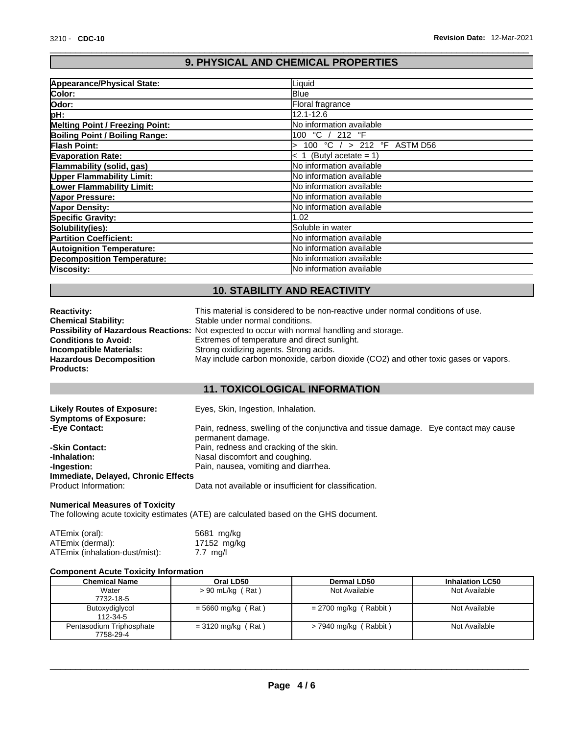## 9. PHYSICAL AND CHEMICAL PROPERTIES

| | |
|---|---|
| **Appearance/Physical State:** | Liquid |
| **Color:** | Blue |
| **Odor:** | Floral fragrance |
| **pH:** | 12.1-12.6 |
| **Melting Point / Freezing Point:** | No information available |
| **Boiling Point / Boiling Range:** | 100 °C / 212 °F |
| **Flash Point:** | > 100 °C / > 212 °F ASTM D56 |
| **Evaporation Rate:** | < 1 (Butyl acetate = 1) |
| **Flammability (solid, gas)** | No information available |
| **Upper Flammability Limit:** | No information available |
| **Lower Flammability Limit:** | No information available |
| **Vapor Pressure:** | No information available |
| **Vapor Density:** | No information available |
| **Specific Gravity:** | 1.02 |
| **Solubility(ies):** | Soluble in water |
| **Partition Coefficient:** | No information available |
| **Autoignition Temperature:** | No information available |
| **Decomposition Temperature:** | No information available |
| **Viscosity:** | No information available |

## 10. STABILITY AND REACTIVITY

**Reactivity:** This material is considered to be non-reactive under normal conditions of use.

**Chemical Stability:** Stable under normal conditions.

**Possibility of Hazardous Reactions:** Not expected to occur with normal handling and storage.

**Conditions to Avoid:** Extremes of temperature and direct sunlight.

**Incompatible Materials:** Strong oxidizing agents. Strong acids.

**Hazardous Decomposition Products:** May include carbon monoxide, carbon dioxide ($CO_2$) and other toxic gases or vapors.

## 11. TOXICOLOGICAL INFORMATION

**Likely Routes of Exposure:** Eyes, Skin, Ingestion, Inhalation.

**Symptoms of Exposure:**

**-Eye Contact:** Pain, redness, swelling of the conjunctiva and tissue damage. Eye contact may cause permanent damage.

**-Skin Contact:** Pain, redness and cracking of the skin.

**-Inhalation:** Nasal discomfort and coughing.

**-Ingestion:** Pain, nausea, vomiting and diarrhea.

**Immediate, Delayed, Chronic Effects**

Product Information: Data not available or insufficient for classification.

**Numerical Measures of Toxicity**

The following acute toxicity estimates (ATE) are calculated based on the GHS document.

| | |
|---|---|
| ATEmix (oral): | 5681 mg/kg |
| ATEmix (dermal): | 17152 mg/kg |
| ATEmix (inhalation-dust/mist): | 7.7 mg/l |

**Component Acute Toxicity Information**

| Chemical Name | Oral LD50 | Dermal LD50 | Inhalation LC50 |
|---|---|---|---|
| Water<br>7732-18-5 | > 90 mL/kg ( Rat ) | Not Available | Not Available |
| Butoxydiglycol<br>112-34-5 | = 5660 mg/kg ( Rat ) | = 2700 mg/kg ( Rabbit ) | Not Available |
| Pentasodium Triphosphate<br>7758-29-4 | = 3120 mg/kg ( Rat ) | > 7940 mg/kg ( Rabbit ) | Not Available |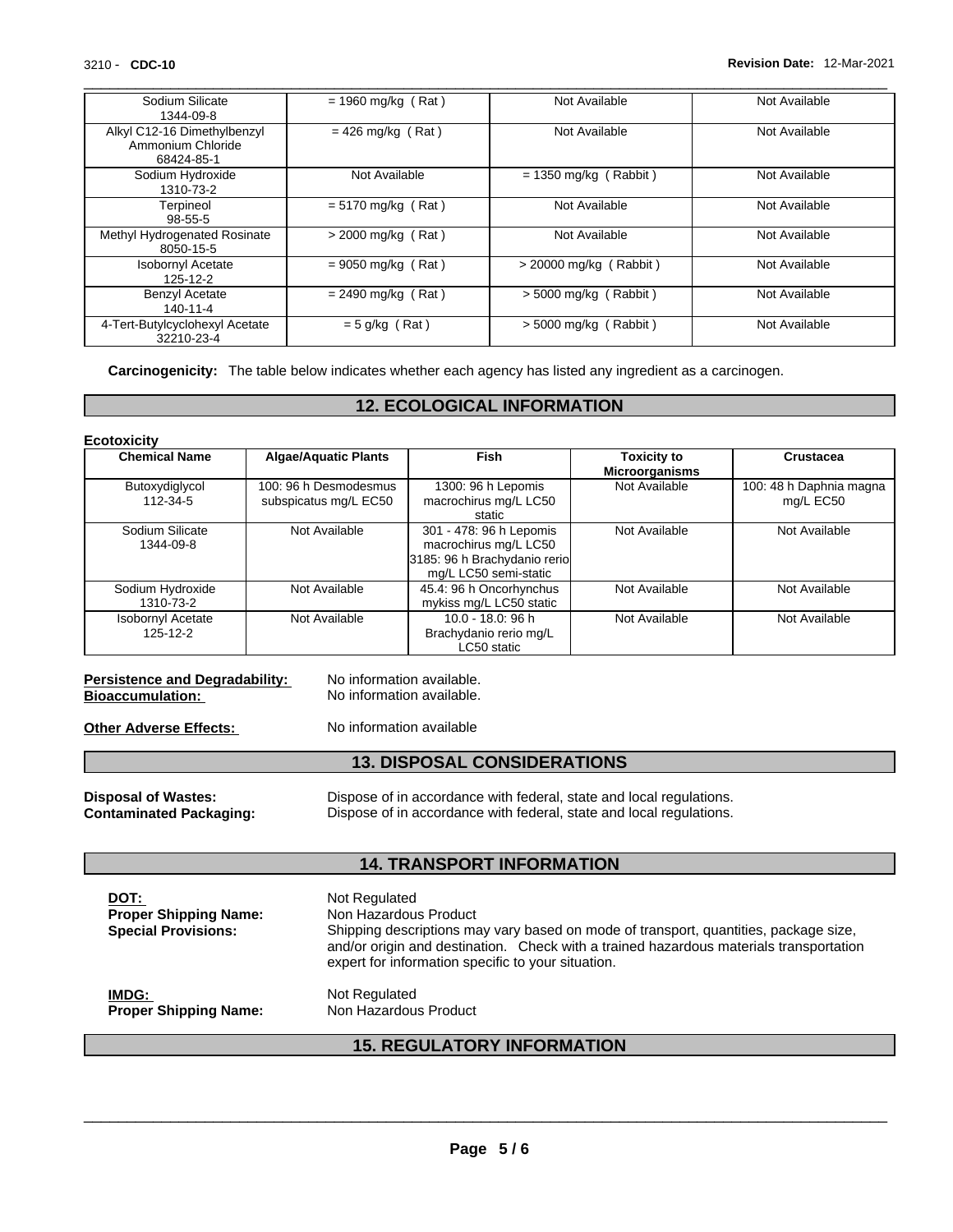| Chemical Name | | | |
|---|---|---|---|
| Sodium Silicate 1344-09-8 | = 1960 mg/kg ( Rat ) | Not Available | Not Available |
| Alkyl C12-16 Dimethylbenzyl Ammonium Chloride 68424-85-1 | = 426 mg/kg ( Rat ) | Not Available | Not Available |
| Sodium Hydroxide 1310-73-2 | Not Available | = 1350 mg/kg ( Rabbit ) | Not Available |
| Terpineol 98-55-5 | = 5170 mg/kg ( Rat ) | Not Available | Not Available |
| Methyl Hydrogenated Rosinate 8050-15-5 | > 2000 mg/kg ( Rat ) | Not Available | Not Available |
| Isobornyl Acetate 125-12-2 | = 9050 mg/kg ( Rat ) | > 20000 mg/kg ( Rabbit ) | Not Available |
| Benzyl Acetate 140-11-4 | = 2490 mg/kg ( Rat ) | > 5000 mg/kg ( Rabbit ) | Not Available |
| 4-Tert-Butylcyclohexyl Acetate 32210-23-4 | = 5 g/kg ( Rat ) | > 5000 mg/kg ( Rabbit ) | Not Available |

**Carcinogenicity:** The table below indicates whether each agency has listed any ingredient as a carcinogen.

## 12. ECOLOGICAL INFORMATION

**Ecotoxicity**

| Chemical Name | Algae/Aquatic Plants | Fish | Toxicity to Microorganisms | Crustacea |
|---|---|---|---|---|
| Butoxydiglycol 112-34-5 | 100: 96 h Desmodesmus subspicatus mg/L EC50 | 1300: 96 h Lepomis macrochirus mg/L LC50 static | Not Available | 100: 48 h Daphnia magna mg/L EC50 |
| Sodium Silicate 1344-09-8 | Not Available | 301 - 478: 96 h Lepomis macrochirus mg/L LC50 3185: 96 h Brachydanio rerio mg/L LC50 semi-static | Not Available | Not Available |
| Sodium Hydroxide 1310-73-2 | Not Available | 45.4: 96 h Oncorhynchus mykiss mg/L LC50 static | Not Available | Not Available |
| Isobornyl Acetate 125-12-2 | Not Available | 10.0 - 18.0: 96 h Brachydanio rerio mg/L LC50 static | Not Available | Not Available |

**Persistence and Degradability:** No information available.
**Bioaccumulation:** No information available.

**Other Adverse Effects:** No information available

## 13. DISPOSAL CONSIDERATIONS

**Disposal of Wastes:** Dispose of in accordance with federal, state and local regulations.
**Contaminated Packaging:** Dispose of in accordance with federal, state and local regulations.

## 14. TRANSPORT INFORMATION

**DOT:** Not Regulated
**Proper Shipping Name:** Non Hazardous Product
**Special Provisions:** Shipping descriptions may vary based on mode of transport, quantities, package size, and/or origin and destination. Check with a trained hazardous materials transportation expert for information specific to your situation.

**IMDG:** Not Regulated
**Proper Shipping Name:** Non Hazardous Product

## 15. REGULATORY INFORMATION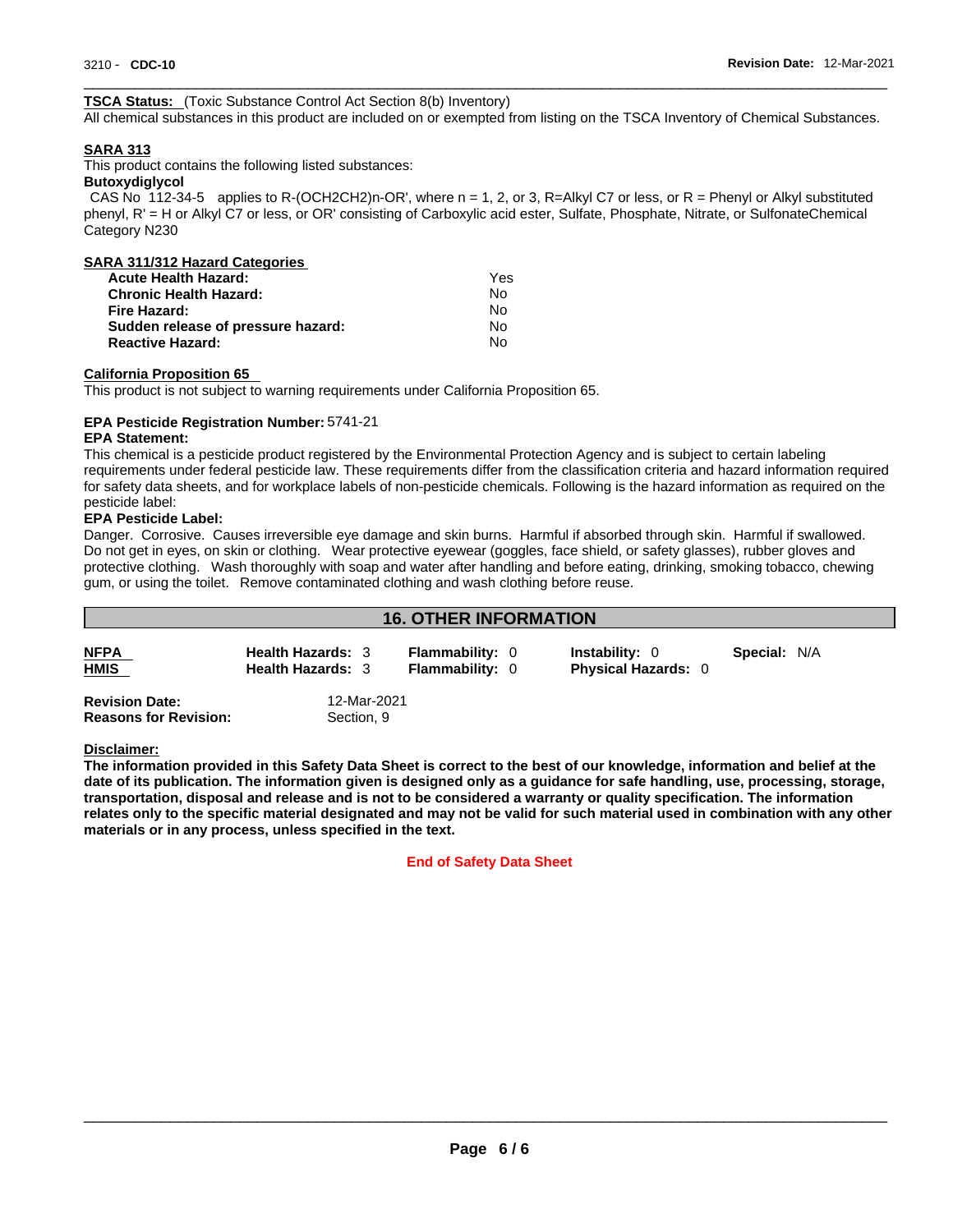**TSCA Status:** (Toxic Substance Control Act Section 8(b) Inventory)
All chemical substances in this product are included on or exempted from listing on the TSCA Inventory of Chemical Substances.

**SARA 313**
This product contains the following listed substances:
**Butoxydiglycol**
CAS No 112-34-5 applies to R-(OCH2CH2)n-OR', where n = 1, 2, or 3, R=Alkyl C7 or less, or R = Phenyl or Alkyl substituted phenyl, R' = H or Alkyl C7 or less, or OR' consisting of Carboxylic acid ester, Sulfate, Phosphate, Nitrate, or SulfonateChemical Category N230

**SARA 311/312 Hazard Categories**

| | |
|---|---|
| **Acute Health Hazard:** | Yes |
| **Chronic Health Hazard:** | No |
| **Fire Hazard:** | No |
| **Sudden release of pressure hazard:** | No |
| **Reactive Hazard:** | No |

**California Proposition 65**
This product is not subject to warning requirements under California Proposition 65.

**EPA Pesticide Registration Number:** 5741-21
**EPA Statement:**
This chemical is a pesticide product registered by the Environmental Protection Agency and is subject to certain labeling requirements under federal pesticide law. These requirements differ from the classification criteria and hazard information required for safety data sheets, and for workplace labels of non-pesticide chemicals. Following is the hazard information as required on the pesticide label:
**EPA Pesticide Label:**
Danger. Corrosive. Causes irreversible eye damage and skin burns. Harmful if absorbed through skin. Harmful if swallowed. Do not get in eyes, on skin or clothing. Wear protective eyewear (goggles, face shield, or safety glasses), rubber gloves and protective clothing. Wash thoroughly with soap and water after handling and before eating, drinking, smoking tobacco, chewing gum, or using the toilet. Remove contaminated clothing and wash clothing before reuse.

## 16. OTHER INFORMATION

| | | | | |
|---|---|---|---|---|
| **NFPA** | **Health Hazards:** 3 | **Flammability:** 0 | **Instability:** 0 | **Special:** N/A |
| **HMIS** | **Health Hazards:** 3 | **Flammability:** 0 | **Physical Hazards:** 0 | |

**Revision Date:** 12-Mar-2021
**Reasons for Revision:** Section, 9

**Disclaimer:**
**The information provided in this Safety Data Sheet is correct to the best of our knowledge, information and belief at the date of its publication. The information given is designed only as a guidance for safe handling, use, processing, storage, transportation, disposal and release and is not to be considered a warranty or quality specification. The information relates only to the specific material designated and may not be valid for such material used in combination with any other materials or in any process, unless specified in the text.**

**End of Safety Data Sheet**